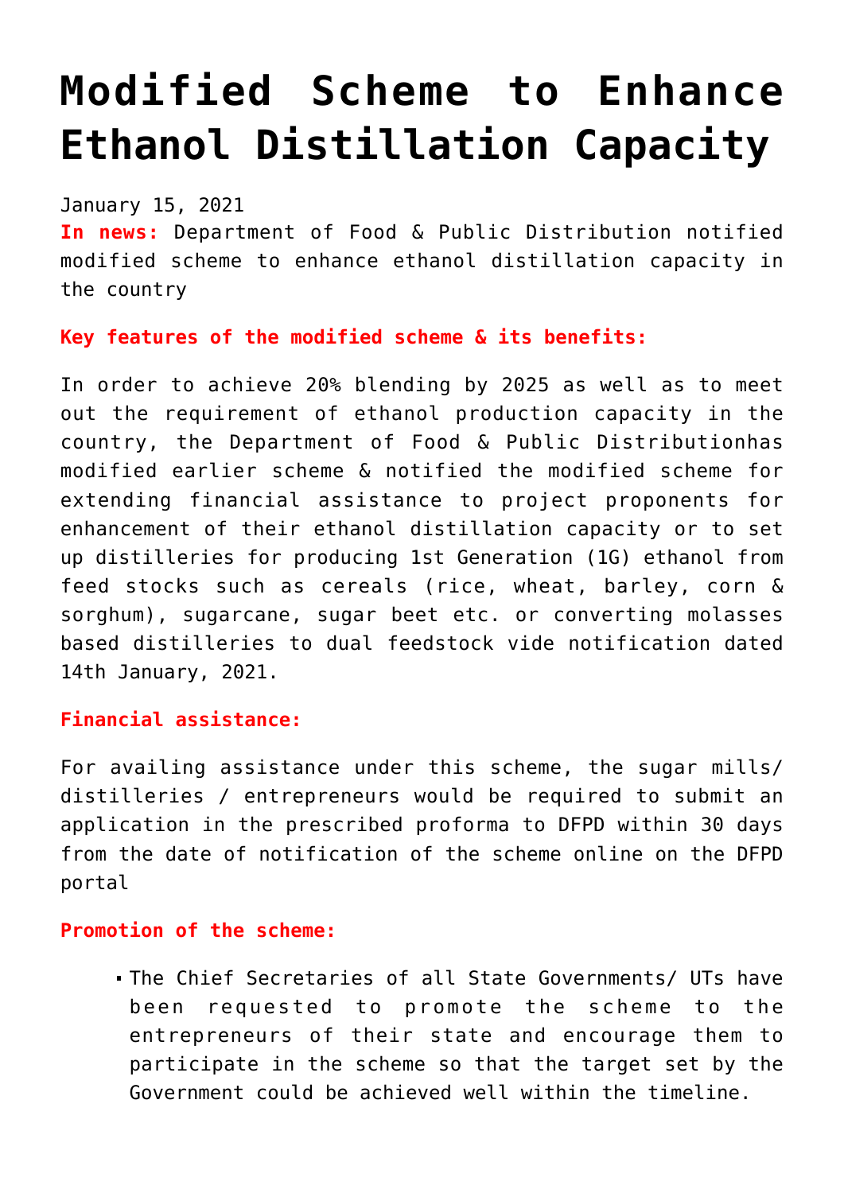# Modified Scheme to Enhance Ethanol Distillation Capacity

January 15, 2021

**In news:** Department of Food & Public Distribution notified modified scheme to enhance ethanol distillation capacity in the country

**Key features of the modified scheme & its benefits:**

In order to achieve 20% blending by 2025 as well as to meet out the requirement of ethanol production capacity in the country, the Department of Food & Public Distributionhas modified earlier scheme & notified the modified scheme for extending financial assistance to project proponents for enhancement of their ethanol distillation capacity or to set up distilleries for producing 1st Generation (1G) ethanol from feed stocks such as cereals (rice, wheat, barley, corn & sorghum), sugarcane, sugar beet etc. or converting molasses based distilleries to dual feedstock vide notification dated 14th January, 2021.

**Financial assistance:**

For availing assistance under this scheme, the sugar mills/ distilleries / entrepreneurs would be required to submit an application in the prescribed proforma to DFPD within 30 days from the date of notification of the scheme online on the DFPD portal

**Promotion of the scheme:**

- The Chief Secretaries of all State Governments/ UTs have been requested to promote the scheme to the entrepreneurs of their state and encourage them to participate in the scheme so that the target set by the Government could be achieved well within the timeline.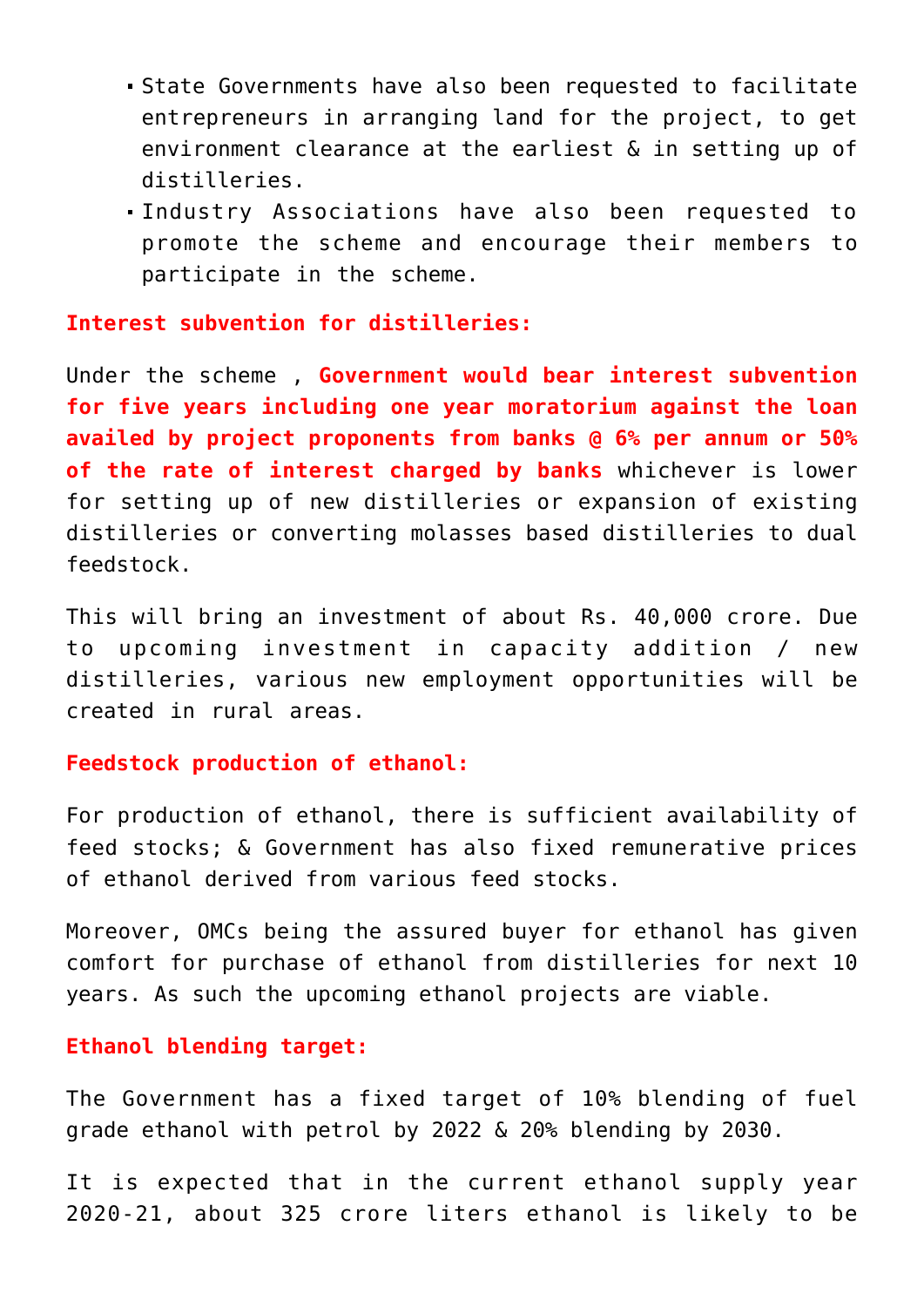- State Governments have also been requested to facilitate entrepreneurs in arranging land for the project, to get environment clearance at the earliest & in setting up of distilleries.
- Industry Associations have also been requested to promote the scheme and encourage their members to participate in the scheme.

**Interest subvention for distilleries:**

Under the scheme , **Government would bear interest subvention for five years including one year moratorium against the loan availed by project proponents from banks @ 6% per annum or 50% of the rate of interest charged by banks** whichever is lower for setting up of new distilleries or expansion of existing distilleries or converting molasses based distilleries to dual feedstock.

This will bring an investment of about Rs. 40,000 crore. Due to upcoming investment in capacity addition / new distilleries, various new employment opportunities will be created in rural areas.

**Feedstock production of ethanol:**

For production of ethanol, there is sufficient availability of feed stocks; & Government has also fixed remunerative prices of ethanol derived from various feed stocks.

Moreover, OMCs being the assured buyer for ethanol has given comfort for purchase of ethanol from distilleries for next 10 years. As such the upcoming ethanol projects are viable.

**Ethanol blending target:**

The Government has a fixed target of 10% blending of fuel grade ethanol with petrol by 2022 & 20% blending by 2030.

It is expected that in the current ethanol supply year 2020-21, about 325 crore liters ethanol is likely to be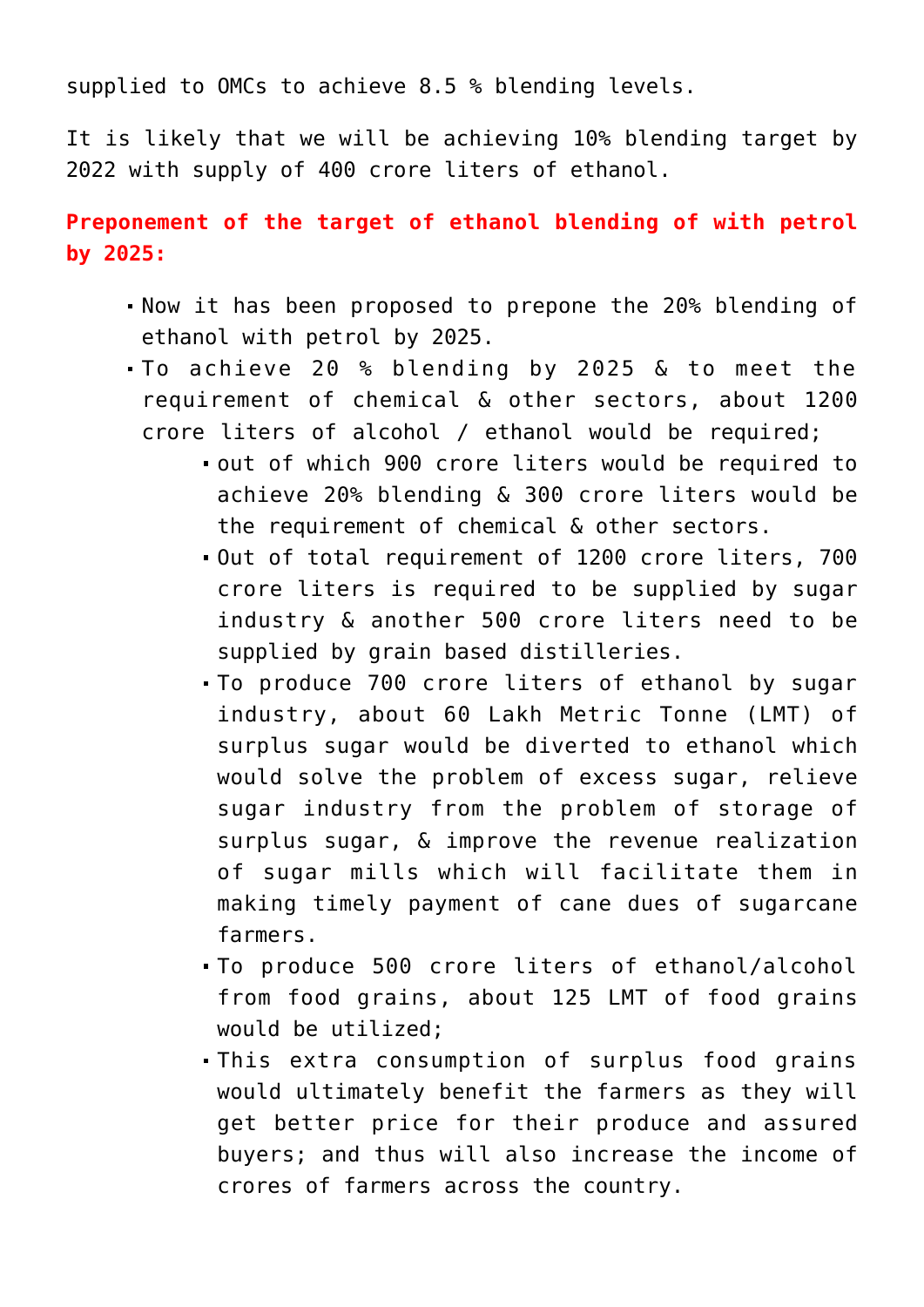supplied to OMCs to achieve 8.5 % blending levels.

It is likely that we will be achieving 10% blending target by 2022 with supply of 400 crore liters of ethanol.

**Preponement of the target of ethanol blending of with petrol by 2025:**

- Now it has been proposed to prepone the 20% blending of ethanol with petrol by 2025.
- To achieve 20 % blending by 2025 & to meet the requirement of chemical & other sectors, about 1200 crore liters of alcohol / ethanol would be required;
  - out of which 900 crore liters would be required to achieve 20% blending & 300 crore liters would be the requirement of chemical & other sectors.
  - Out of total requirement of 1200 crore liters, 700 crore liters is required to be supplied by sugar industry & another 500 crore liters need to be supplied by grain based distilleries.
  - To produce 700 crore liters of ethanol by sugar industry, about 60 Lakh Metric Tonne (LMT) of surplus sugar would be diverted to ethanol which would solve the problem of excess sugar, relieve sugar industry from the problem of storage of surplus sugar, & improve the revenue realization of sugar mills which will facilitate them in making timely payment of cane dues of sugarcane farmers.
  - To produce 500 crore liters of ethanol/alcohol from food grains, about 125 LMT of food grains would be utilized;
  - This extra consumption of surplus food grains would ultimately benefit the farmers as they will get better price for their produce and assured buyers; and thus will also increase the income of crores of farmers across the country.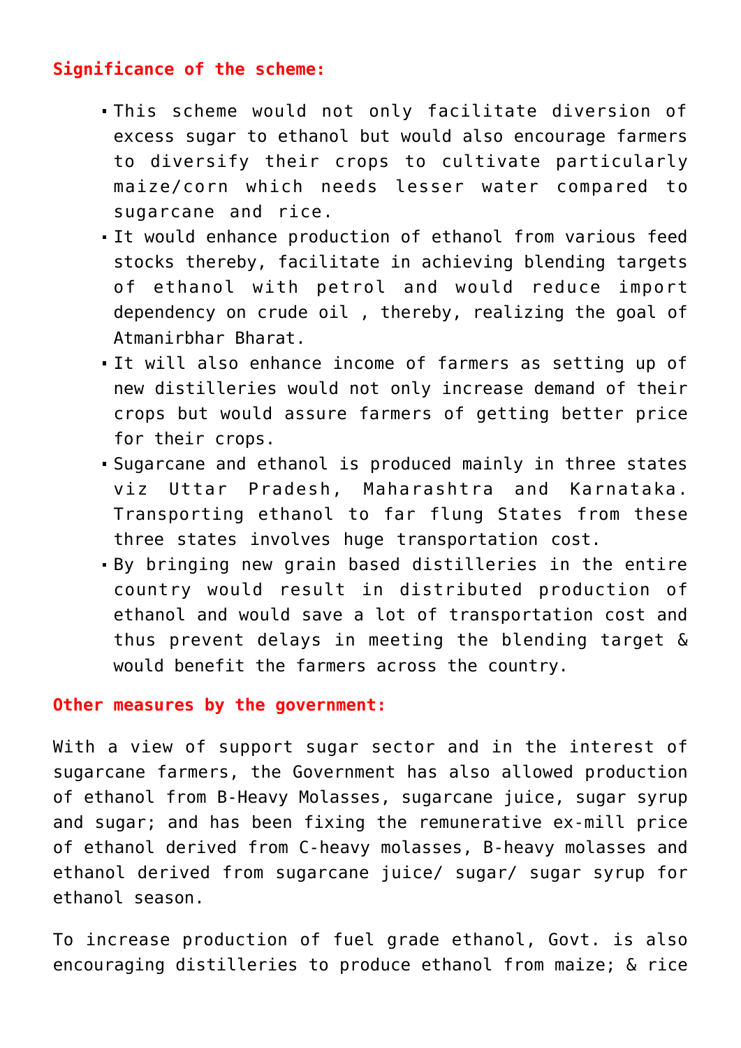**Significance of the scheme:**

- This scheme would not only facilitate diversion of excess sugar to ethanol but would also encourage farmers to diversify their crops to cultivate particularly maize/corn which needs lesser water compared to sugarcane and rice.
- It would enhance production of ethanol from various feed stocks thereby, facilitate in achieving blending targets of ethanol with petrol and would reduce import dependency on crude oil , thereby, realizing the goal of Atmanirbhar Bharat.
- It will also enhance income of farmers as setting up of new distilleries would not only increase demand of their crops but would assure farmers of getting better price for their crops.
- Sugarcane and ethanol is produced mainly in three states viz Uttar Pradesh, Maharashtra and Karnataka. Transporting ethanol to far flung States from these three states involves huge transportation cost.
- By bringing new grain based distilleries in the entire country would result in distributed production of ethanol and would save a lot of transportation cost and thus prevent delays in meeting the blending target & would benefit the farmers across the country.

**Other measures by the government:**

With a view of support sugar sector and in the interest of sugarcane farmers, the Government has also allowed production of ethanol from B-Heavy Molasses, sugarcane juice, sugar syrup and sugar; and has been fixing the remunerative ex-mill price of ethanol derived from C-heavy molasses, B-heavy molasses and ethanol derived from sugarcane juice/ sugar/ sugar syrup for ethanol season.

To increase production of fuel grade ethanol, Govt. is also encouraging distilleries to produce ethanol from maize; & rice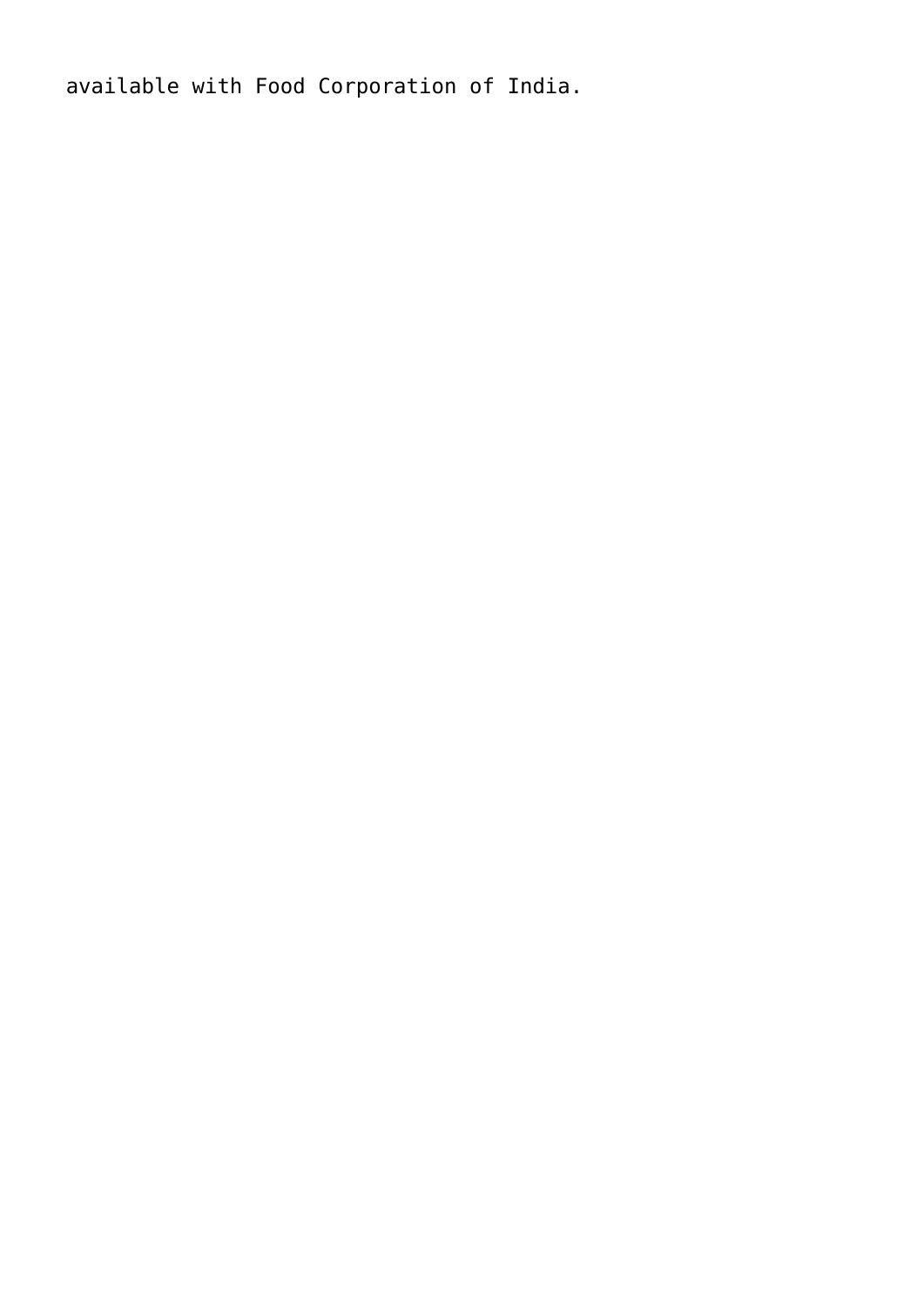available with Food Corporation of India.